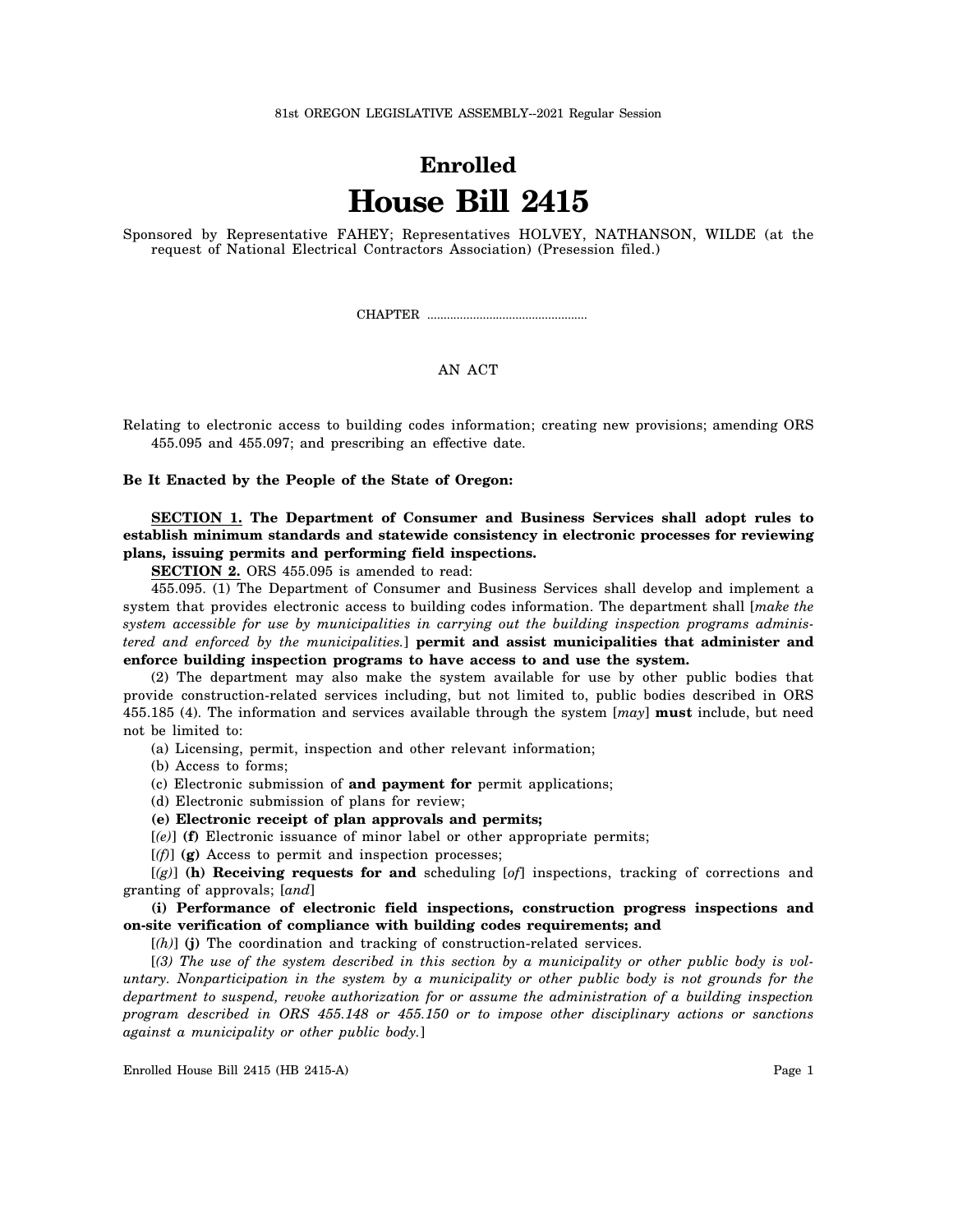81st OREGON LEGISLATIVE ASSEMBLY--2021 Regular Session

# Enrolled
# House Bill 2415

Sponsored by Representative FAHEY; Representatives HOLVEY, NATHANSON, WILDE (at the request of National Electrical Contractors Association) (Presession filed.)

CHAPTER .................................................

AN ACT

Relating to electronic access to building codes information; creating new provisions; amending ORS 455.095 and 455.097; and prescribing an effective date.

**Be It Enacted by the People of the State of Oregon:**

**SECTION 1. The Department of Consumer and Business Services shall adopt rules to establish minimum standards and statewide consistency in electronic processes for reviewing plans, issuing permits and performing field inspections.**

**SECTION 2.** ORS 455.095 is amended to read:

455.095. (1) The Department of Consumer and Business Services shall develop and implement a system that provides electronic access to building codes information. The department shall [*make the system accessible for use by municipalities in carrying out the building inspection programs administered and enforced by the municipalities.*] **permit and assist municipalities that administer and enforce building inspection programs to have access to and use the system.**

(2) The department may also make the system available for use by other public bodies that provide construction-related services including, but not limited to, public bodies described in ORS 455.185 (4). The information and services available through the system [*may*] **must** include, but need not be limited to:

(a) Licensing, permit, inspection and other relevant information;

(b) Access to forms;

(c) Electronic submission of **and payment for** permit applications;

(d) Electronic submission of plans for review;

**(e) Electronic receipt of plan approvals and permits;**

[*(e)*] **(f)** Electronic issuance of minor label or other appropriate permits;

[*(f)*] **(g)** Access to permit and inspection processes;

[*(g)*] **(h) Receiving requests for and** scheduling [*of*] inspections, tracking of corrections and granting of approvals; [*and*]

**(i) Performance of electronic field inspections, construction progress inspections and on-site verification of compliance with building codes requirements; and**

[*(h)*] **(j)** The coordination and tracking of construction-related services.

[*(3) The use of the system described in this section by a municipality or other public body is voluntary. Nonparticipation in the system by a municipality or other public body is not grounds for the department to suspend, revoke authorization for or assume the administration of a building inspection program described in ORS 455.148 or 455.150 or to impose other disciplinary actions or sanctions against a municipality or other public body.*]

Enrolled House Bill 2415 (HB 2415-A)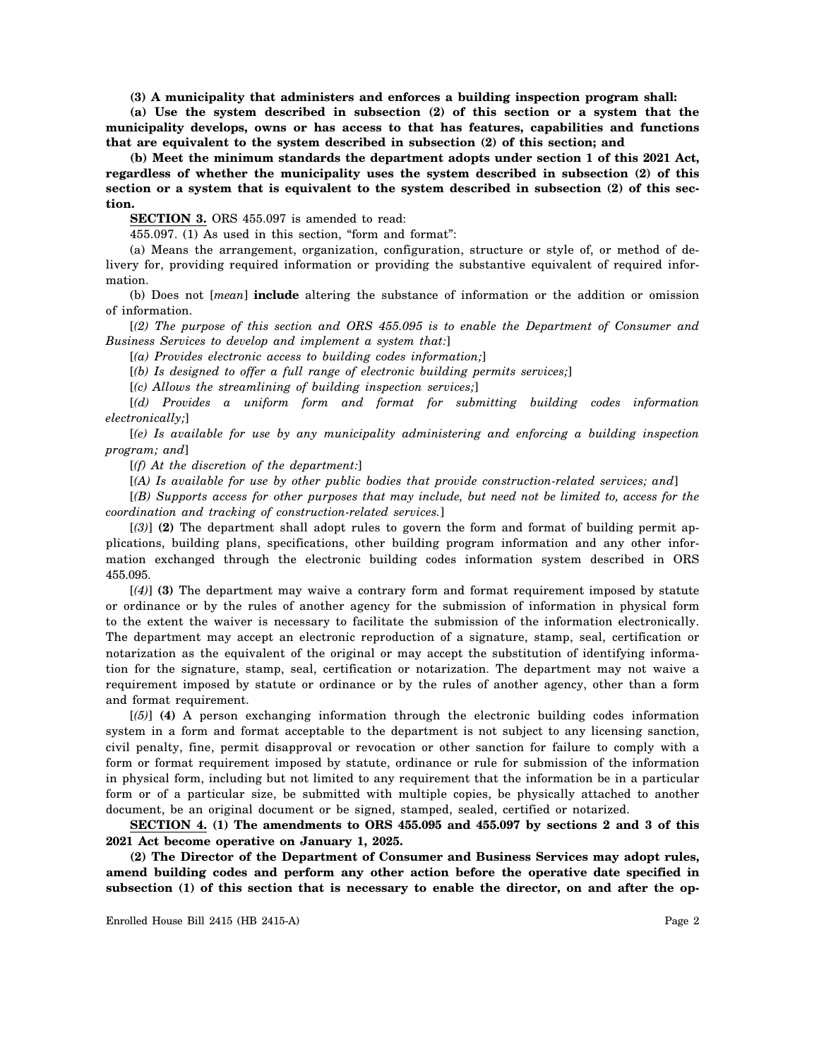**(3) A municipality that administers and enforces a building inspection program shall:**

**(a) Use the system described in subsection (2) of this section or a system that the municipality develops, owns or has access to that has features, capabilities and functions that are equivalent to the system described in subsection (2) of this section; and**

**(b) Meet the minimum standards the department adopts under section 1 of this 2021 Act, regardless of whether the municipality uses the system described in subsection (2) of this section or a system that is equivalent to the system described in subsection (2) of this section.**

**SECTION 3.** ORS 455.097 is amended to read:

455.097. (1) As used in this section, "form and format":

(a) Means the arrangement, organization, configuration, structure or style of, or method of delivery for, providing required information or providing the substantive equivalent of required information.

(b) Does not [*mean*] **include** altering the substance of information or the addition or omission of information.

[*(2) The purpose of this section and ORS 455.095 is to enable the Department of Consumer and Business Services to develop and implement a system that:*]

[*(a) Provides electronic access to building codes information;*]

[*(b) Is designed to offer a full range of electronic building permits services;*]

[*(c) Allows the streamlining of building inspection services;*]

[*(d) Provides a uniform form and format for submitting building codes information electronically;*]

[*(e) Is available for use by any municipality administering and enforcing a building inspection program; and*]

[*(f) At the discretion of the department:*]

[*(A) Is available for use by other public bodies that provide construction-related services; and*]

[*(B) Supports access for other purposes that may include, but need not be limited to, access for the coordination and tracking of construction-related services.*]

[*(3)*] **(2)** The department shall adopt rules to govern the form and format of building permit applications, building plans, specifications, other building program information and any other information exchanged through the electronic building codes information system described in ORS 455.095.

[*(4)*] **(3)** The department may waive a contrary form and format requirement imposed by statute or ordinance or by the rules of another agency for the submission of information in physical form to the extent the waiver is necessary to facilitate the submission of the information electronically. The department may accept an electronic reproduction of a signature, stamp, seal, certification or notarization as the equivalent of the original or may accept the substitution of identifying information for the signature, stamp, seal, certification or notarization. The department may not waive a requirement imposed by statute or ordinance or by the rules of another agency, other than a form and format requirement.

[*(5)*] **(4)** A person exchanging information through the electronic building codes information system in a form and format acceptable to the department is not subject to any licensing sanction, civil penalty, fine, permit disapproval or revocation or other sanction for failure to comply with a form or format requirement imposed by statute, ordinance or rule for submission of the information in physical form, including but not limited to any requirement that the information be in a particular form or of a particular size, be submitted with multiple copies, be physically attached to another document, be an original document or be signed, stamped, sealed, certified or notarized.

**SECTION 4. (1) The amendments to ORS 455.095 and 455.097 by sections 2 and 3 of this 2021 Act become operative on January 1, 2025.**

**(2) The Director of the Department of Consumer and Business Services may adopt rules, amend building codes and perform any other action before the operative date specified in subsection (1) of this section that is necessary to enable the director, on and after the op-**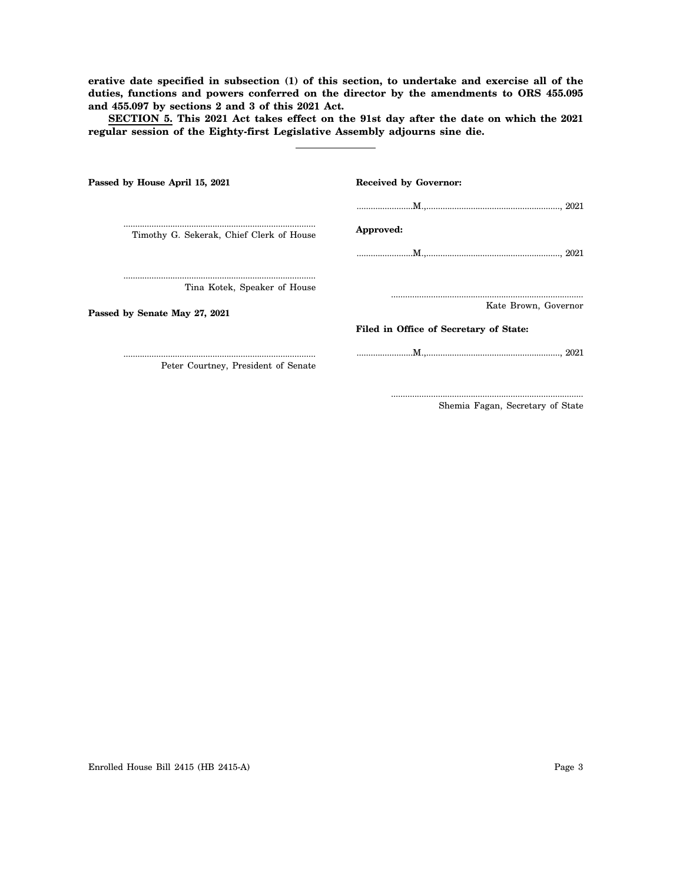**erative date specified in subsection (1) of this section, to undertake and exercise all of the duties, functions and powers conferred on the director by the amendments to ORS 455.095 and 455.097 by sections 2 and 3 of this 2021 Act.**

**SECTION 5. This 2021 Act takes effect on the 91st day after the date on which the 2021 regular session of the Eighty-first Legislative Assembly adjourns sine die.**

---

**Passed by House April 15, 2021**

..................................................................................
Timothy G. Sekerak, Chief Clerk of House

..................................................................................
Tina Kotek, Speaker of House

**Passed by Senate May 27, 2021**

..................................................................................
Peter Courtney, President of Senate

**Received by Governor:**

........................M.,.........................................................., 2021

**Approved:**

........................M.,.........................................................., 2021

..................................................................................
Kate Brown, Governor

**Filed in Office of Secretary of State:**

........................M.,.........................................................., 2021

..................................................................................
Shemia Fagan, Secretary of State

Enrolled House Bill 2415 (HB 2415-A)